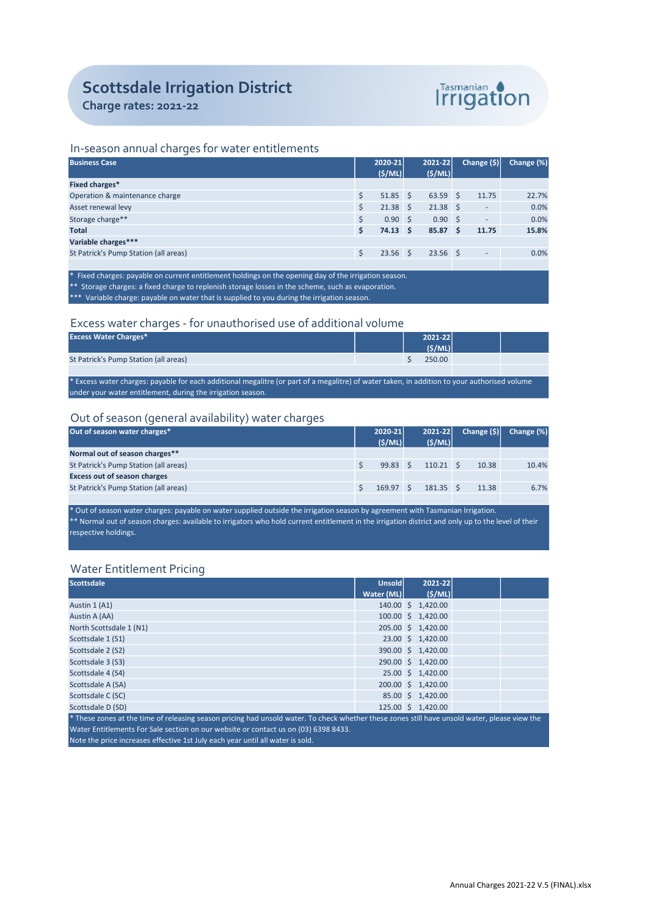# Scottsdale Irrigation District

**Charge rates: 2021-22**

Tasmanian Irrigation

## In-season annual charges for water entitlements

| Business Case | 2020-21 ($/ML) | 2021-22 ($/ML) | Change ($) | Change (%) |
|---|---|---|---|---|
| **Fixed charges*** | | | | |
| Operation & maintenance charge | $ 51.85 | $ 63.59 | $ 11.75 | 22.7% |
| Asset renewal levy | $ 21.38 | $ 21.38 | $ - | 0.0% |
| Storage charge** | $ 0.90 | $ 0.90 | $ - | 0.0% |
| **Total** | **$ 74.13** | **$ 85.87** | **$ 11.75** | **15.8%** |
| **Variable charges*** ** | | | | |
| St Patrick's Pump Station (all areas) | $ 23.56 | $ 23.56 | $ - | 0.0% |

\* Fixed charges: payable on current entitlement holdings on the opening day of the irrigation season.
** Storage charges: a fixed charge to replenish storage losses in the scheme, such as evaporation.
*** Variable charge: payable on water that is supplied to you during the irrigation season.

## Excess water charges - for unauthorised use of additional volume

| Excess Water Charges* | | 2021-22 ($/ML) | | |
|---|---|---|---|---|
| St Patrick's Pump Station (all areas) | | $ 250.00 | | |

\* Excess water charges: payable for each additional megalitre (or part of a megalitre) of water taken, in addition to your authorised volume under your water entitlement, during the irrigation season.

## Out of season (general availability) water charges

| Out of season water charges* | 2020-21 ($/ML) | 2021-22 ($/ML) | Change ($) | Change (%) |
|---|---|---|---|---|
| **Normal out of season charges**** | | | | |
| St Patrick's Pump Station (all areas) | $ 99.83 | $ 110.21 | $ 10.38 | 10.4% |
| **Excess out of season charges** | | | | |
| St Patrick's Pump Station (all areas) | $ 169.97 | $ 181.35 | $ 11.38 | 6.7% |

\* Out of season water charges: payable on water supplied outside the irrigation season by agreement with Tasmanian Irrigation.
** Normal out of season charges: available to irrigators who hold current entitlement in the irrigation district and only up to the level of their respective holdings.

## Water Entitlement Pricing

| Scottsdale | Unsold Water (ML) | 2021-22 ($/ML) | | |
|---|---|---|---|---|
| Austin 1 (A1) | 140.00 | $ 1,420.00 | | |
| Austin A (AA) | 100.00 | $ 1,420.00 | | |
| North Scottsdale 1 (N1) | 205.00 | $ 1,420.00 | | |
| Scottsdale 1 (S1) | 23.00 | $ 1,420.00 | | |
| Scottsdale 2 (S2) | 390.00 | $ 1,420.00 | | |
| Scottsdale 3 (S3) | 290.00 | $ 1,420.00 | | |
| Scottsdale 4 (S4) | 25.00 | $ 1,420.00 | | |
| Scottsdale A (SA) | 200.00 | $ 1,420.00 | | |
| Scottsdale C (SC) | 85.00 | $ 1,420.00 | | |
| Scottsdale D (SD) | 125.00 | $ 1,420.00 | | |

\* These zones at the time of releasing season pricing had unsold water. To check whether these zones still have unsold water, please view the Water Entitlements For Sale section on our website or contact us on (03) 6398 8433.
Note the price increases effective 1st July each year until all water is sold.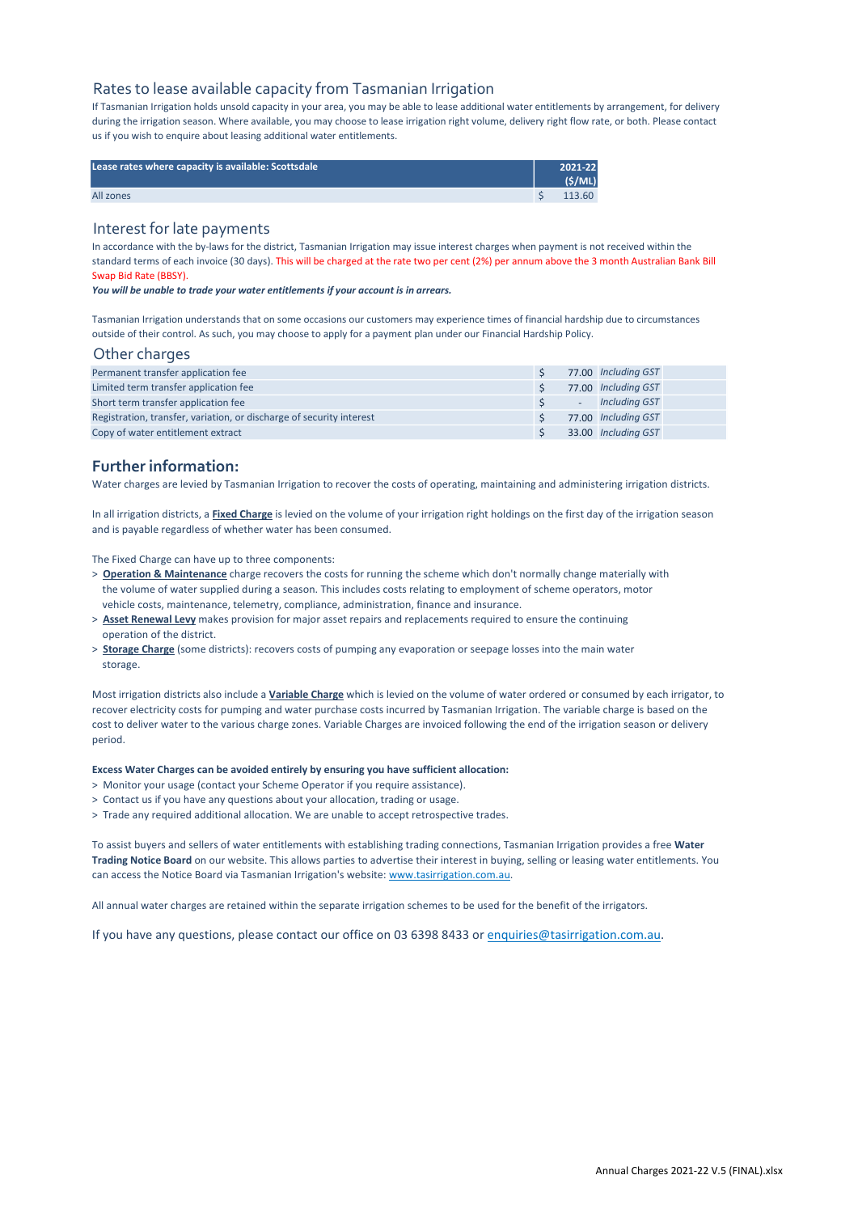## Rates to lease available capacity from Tasmanian Irrigation

If Tasmanian Irrigation holds unsold capacity in your area, you may be able to lease additional water entitlements by arrangement, for delivery during the irrigation season. Where available, you may choose to lease irrigation right volume, delivery right flow rate, or both. Please contact us if you wish to enquire about leasing additional water entitlements.

| Lease rates where capacity is available: Scottsdale | 2021-22 ($/ML) |
|---|---|
| All zones | $ 113.60 |

## Interest for late payments

In accordance with the by-laws for the district, Tasmanian Irrigation may issue interest charges when payment is not received within the standard terms of each invoice (30 days). This will be charged at the rate two per cent (2%) per annum above the 3 month Australian Bank Bill Swap Bid Rate (BBSY).

***You will be unable to trade your water entitlements if your account is in arrears.***

Tasmanian Irrigation understands that on some occasions our customers may experience times of financial hardship due to circumstances outside of their control. As such, you may choose to apply for a payment plan under our Financial Hardship Policy.

## Other charges

| | | |
|---|---|---|
| Permanent transfer application fee | $ 77.00 | *Including GST* |
| Limited term transfer application fee | $ 77.00 | *Including GST* |
| Short term transfer application fee | $ - | *Including GST* |
| Registration, transfer, variation, or discharge of security interest | $ 77.00 | *Including GST* |
| Copy of water entitlement extract | $ 33.00 | *Including GST* |

## Further information:

Water charges are levied by Tasmanian Irrigation to recover the costs of operating, maintaining and administering irrigation districts.

In all irrigation districts, a **Fixed Charge** is levied on the volume of your irrigation right holdings on the first day of the irrigation season and is payable regardless of whether water has been consumed.

The Fixed Charge can have up to three components:

> **Operation & Maintenance** charge recovers the costs for running the scheme which don't normally change materially with the volume of water supplied during a season. This includes costs relating to employment of scheme operators, motor vehicle costs, maintenance, telemetry, compliance, administration, finance and insurance.

> **Asset Renewal Levy** makes provision for major asset repairs and replacements required to ensure the continuing operation of the district.

> **Storage Charge** (some districts): recovers costs of pumping any evaporation or seepage losses into the main water storage.

Most irrigation districts also include a **Variable Charge** which is levied on the volume of water ordered or consumed by each irrigator, to recover electricity costs for pumping and water purchase costs incurred by Tasmanian Irrigation. The variable charge is based on the cost to deliver water to the various charge zones. Variable Charges are invoiced following the end of the irrigation season or delivery period.

**Excess Water Charges can be avoided entirely by ensuring you have sufficient allocation:**

> Monitor your usage (contact your Scheme Operator if you require assistance).

> Contact us if you have any questions about your allocation, trading or usage.

> Trade any required additional allocation. We are unable to accept retrospective trades.

To assist buyers and sellers of water entitlements with establishing trading connections, Tasmanian Irrigation provides a free **Water Trading Notice Board** on our website. This allows parties to advertise their interest in buying, selling or leasing water entitlements. You can access the Notice Board via Tasmanian Irrigation's website: www.tasirrigation.com.au.

All annual water charges are retained within the separate irrigation schemes to be used for the benefit of the irrigators.

If you have any questions, please contact our office on 03 6398 8433 or enquiries@tasirrigation.com.au.